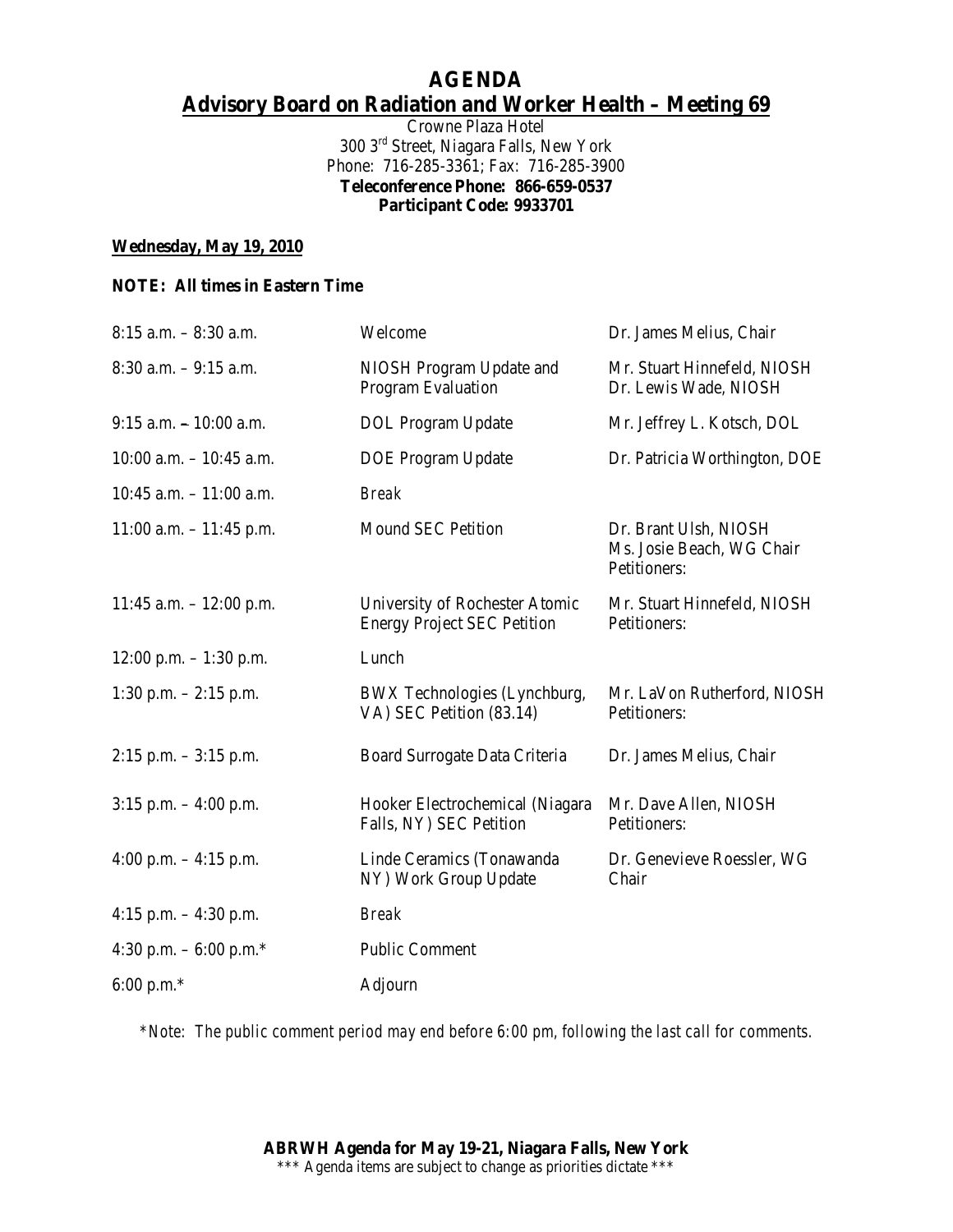# AGENDA

## Advisory Board on Radiation and Worker Health – Meeting 69

Crowne Plaza Hotel
300 3rd Street, Niagara Falls, New York
Phone: 716-285-3361; Fax: 716-285-3900
**Teleconference Phone: 866-659-0537**
**Participant Code: 9933701**

**Wednesday, May 19, 2010**

**NOTE: All times in Eastern Time**

| Time | Item | Presenter |
| --- | --- | --- |
| 8:15 a.m. – 8:30 a.m. | Welcome | Dr. James Melius, Chair |
| 8:30 a.m. – 9:15 a.m. | NIOSH Program Update and Program Evaluation | Mr. Stuart Hinnefeld, NIOSH<br>Dr. Lewis Wade, NIOSH |
| 9:15 a.m. – 10:00 a.m. | DOL Program Update | Mr. Jeffrey L. Kotsch, DOL |
| 10:00 a.m. – 10:45 a.m. | DOE Program Update | Dr. Patricia Worthington, DOE |
| 10:45 a.m. – 11:00 a.m. | *Break* | |
| 11:00 a.m. – 11:45 p.m. | Mound SEC Petition | Dr. Brant Ulsh, NIOSH<br>Ms. Josie Beach, WG Chair<br>Petitioners: |
| 11:45 a.m. – 12:00 p.m. | University of Rochester Atomic Energy Project SEC Petition | Mr. Stuart Hinnefeld, NIOSH<br>Petitioners: |
| 12:00 p.m. – 1:30 p.m. | Lunch | |
| 1:30 p.m. – 2:15 p.m. | BWX Technologies (Lynchburg, VA) SEC Petition (83.14) | Mr. LaVon Rutherford, NIOSH<br>Petitioners: |
| 2:15 p.m. – 3:15 p.m. | Board Surrogate Data Criteria | Dr. James Melius, Chair |
| 3:15 p.m. – 4:00 p.m. | Hooker Electrochemical (Niagara Falls, NY) SEC Petition | Mr. Dave Allen, NIOSH<br>Petitioners: |
| 4:00 p.m. – 4:15 p.m. | Linde Ceramics (Tonawanda NY) Work Group Update | Dr. Genevieve Roessler, WG Chair |
| 4:15 p.m. – 4:30 p.m. | *Break* | |
| 4:30 p.m. – 6:00 p.m.* | Public Comment | |
| 6:00 p.m.* | Adjourn | |

*\*Note: The public comment period may end before 6:00 pm, following the last call for comments.*

**ABRWH Agenda for May 19-21, Niagara Falls, New York**
\*\*\* Agenda items are subject to change as priorities dictate \*\*\*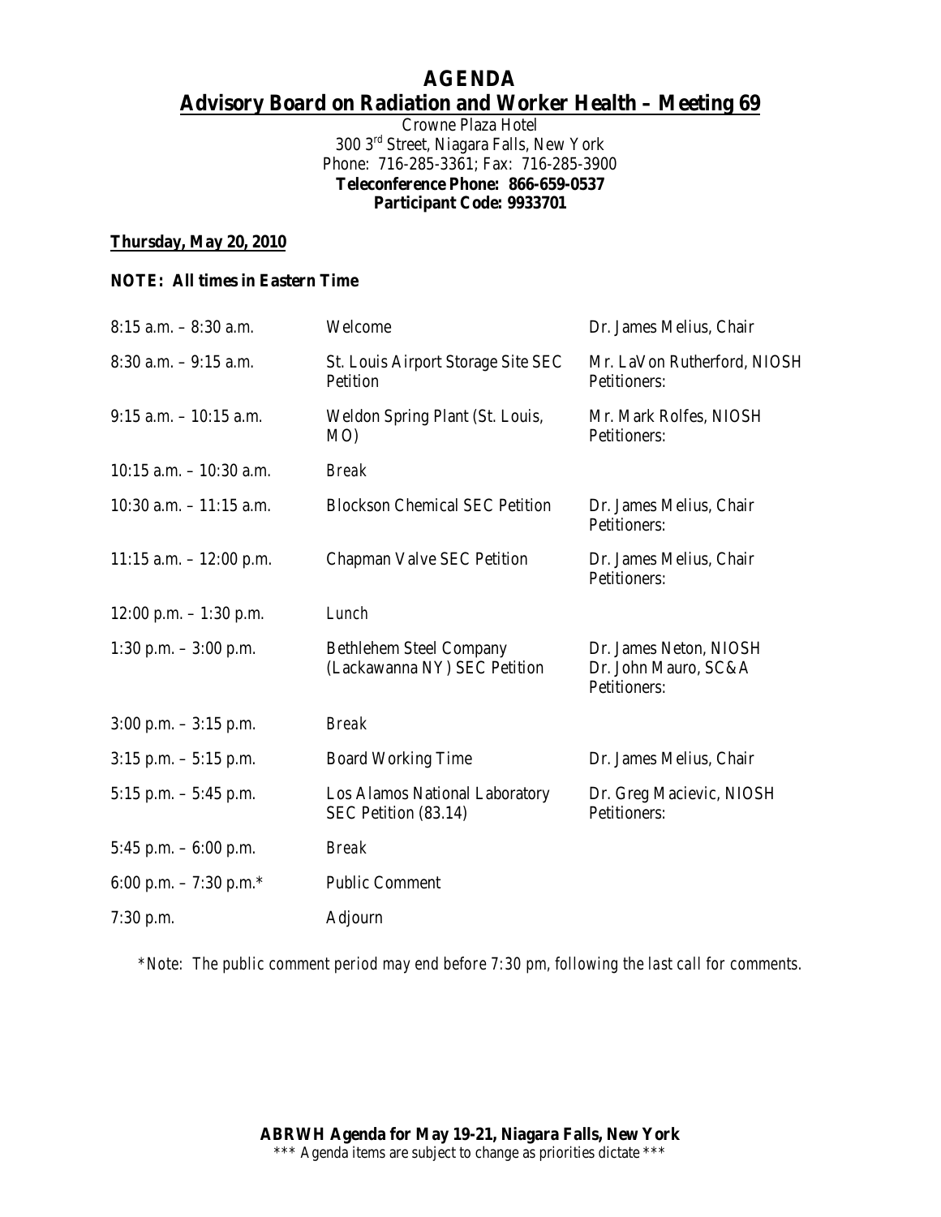# AGENDA

## Advisory Board on Radiation and Worker Health – Meeting 69

Crowne Plaza Hotel
300 3rd Street, Niagara Falls, New York
Phone: 716-285-3361; Fax: 716-285-3900
**Teleconference Phone: 866-659-0537**
**Participant Code: 9933701**

**Thursday, May 20, 2010**

**NOTE: All times in Eastern Time**

| | | |
|---|---|---|
| 8:15 a.m. – 8:30 a.m. | Welcome | Dr. James Melius, Chair |
| 8:30 a.m. – 9:15 a.m. | St. Louis Airport Storage Site SEC Petition | Mr. LaVon Rutherford, NIOSH<br>Petitioners: |
| 9:15 a.m. – 10:15 a.m. | Weldon Spring Plant (St. Louis, MO) | Mr. Mark Rolfes, NIOSH<br>Petitioners: |
| 10:15 a.m. – 10:30 a.m. | *Break* | |
| 10:30 a.m. – 11:15 a.m. | Blockson Chemical SEC Petition | Dr. James Melius, Chair<br>Petitioners: |
| 11:15 a.m. – 12:00 p.m. | Chapman Valve SEC Petition | Dr. James Melius, Chair<br>Petitioners: |
| 12:00 p.m. – 1:30 p.m. | *Lunch* | |
| 1:30 p.m. – 3:00 p.m. | Bethlehem Steel Company (Lackawanna NY) SEC Petition | Dr. James Neton, NIOSH<br>Dr. John Mauro, SC&A<br>Petitioners: |
| 3:00 p.m. – 3:15 p.m. | *Break* | |
| 3:15 p.m. – 5:15 p.m. | Board Working Time | Dr. James Melius, Chair |
| 5:15 p.m. – 5:45 p.m. | Los Alamos National Laboratory SEC Petition (83.14) | Dr. Greg Macievic, NIOSH<br>Petitioners: |
| 5:45 p.m. – 6:00 p.m. | *Break* | |
| 6:00 p.m. – 7:30 p.m.* | Public Comment | |
| 7:30 p.m. | Adjourn | |

*\*Note: The public comment period may end before 7:30 pm, following the last call for comments.*

**ABRWH Agenda for May 19-21, Niagara Falls, New York**
\*\*\* Agenda items are subject to change as priorities dictate \*\*\*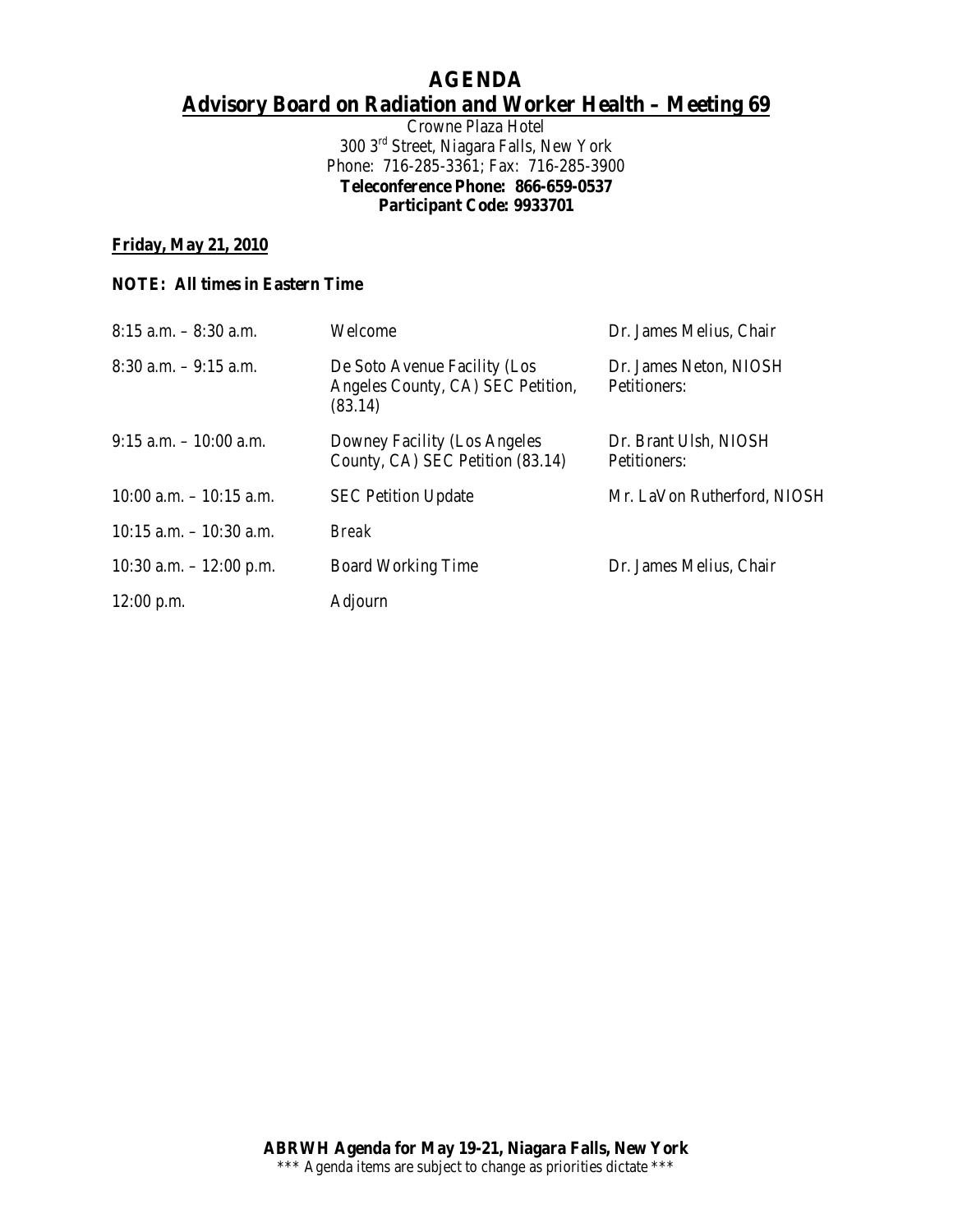# AGENDA

## Advisory Board on Radiation and Worker Health – Meeting 69

Crowne Plaza Hotel
300 3rd Street, Niagara Falls, New York
Phone: 716-285-3361; Fax: 716-285-3900
**Teleconference Phone: 866-659-0537**
**Participant Code: 9933701**

**Friday, May 21, 2010**

**NOTE: All times in Eastern Time**

| | | |
|---|---|---|
| 8:15 a.m. – 8:30 a.m. | Welcome | Dr. James Melius, Chair |
| 8:30 a.m. – 9:15 a.m. | De Soto Avenue Facility (Los Angeles County, CA) SEC Petition, (83.14) | Dr. James Neton, NIOSH<br>Petitioners: |
| 9:15 a.m. – 10:00 a.m. | Downey Facility (Los Angeles County, CA) SEC Petition (83.14) | Dr. Brant Ulsh, NIOSH<br>Petitioners: |
| 10:00 a.m. – 10:15 a.m. | SEC Petition Update | Mr. LaVon Rutherford, NIOSH |
| 10:15 a.m. – 10:30 a.m. | *Break* | |
| 10:30 a.m. – 12:00 p.m. | Board Working Time | Dr. James Melius, Chair |
| 12:00 p.m. | Adjourn | |

**ABRWH Agenda for May 19-21, Niagara Falls, New York**
\*\*\* Agenda items are subject to change as priorities dictate \*\*\*